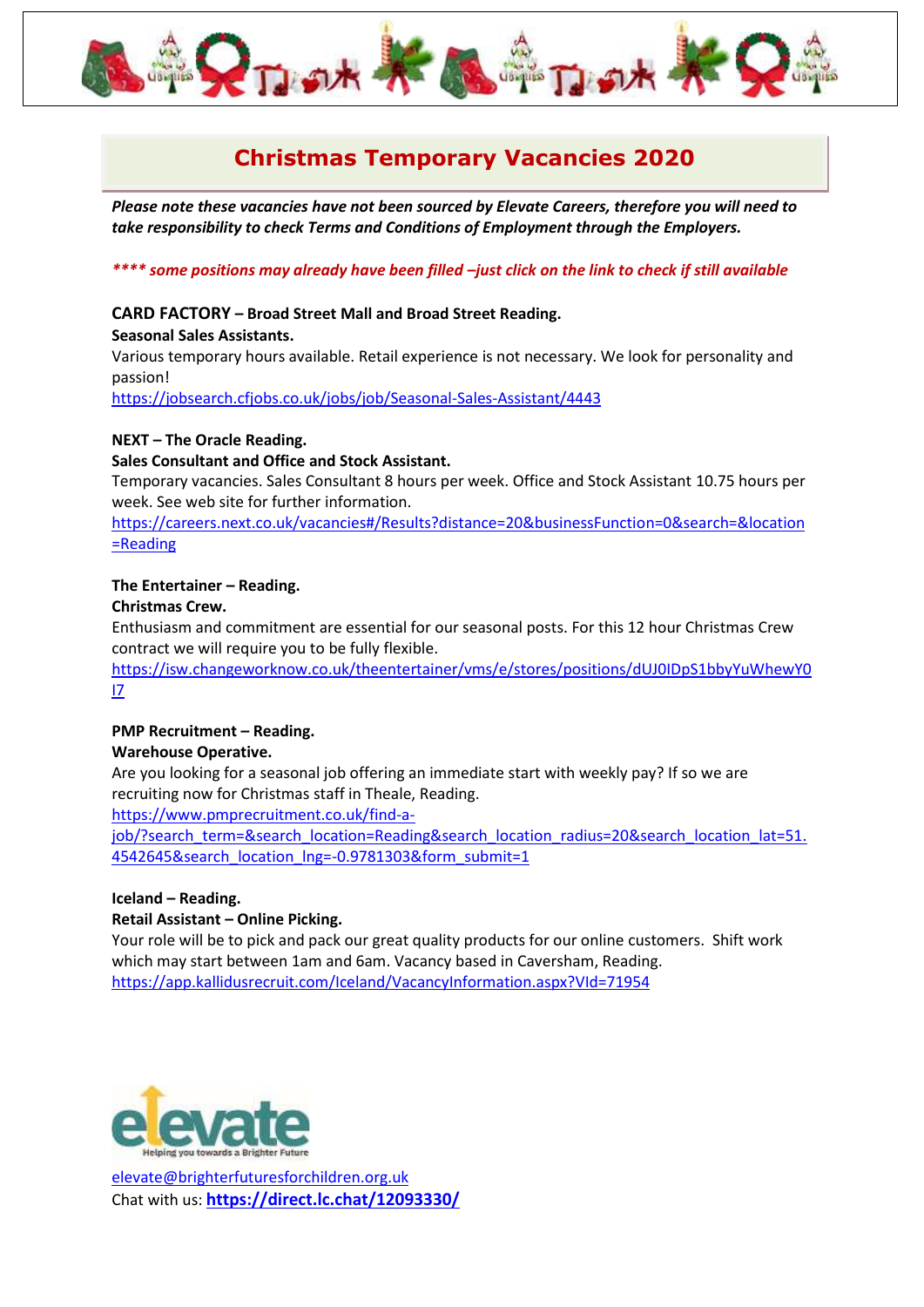# Christmas Temporary Vacancies 2020

***Please note these vacancies have not been sourced by Elevate Careers, therefore you will need to take responsibility to check Terms and Conditions of Employment through the Employers.***

***\*\*\*\* some positions may already have been filled –just click on the link to check if still available***

**CARD FACTORY – Broad Street Mall and Broad Street Reading.**
**Seasonal Sales Assistants.**
Various temporary hours available. Retail experience is not necessary. We look for personality and passion!
https://jobsearch.cfjobs.co.uk/jobs/job/Seasonal-Sales-Assistant/4443

**NEXT – The Oracle Reading.**
**Sales Consultant and Office and Stock Assistant.**
Temporary vacancies. Sales Consultant 8 hours per week. Office and Stock Assistant 10.75 hours per week. See web site for further information.
https://careers.next.co.uk/vacancies#/Results?distance=20&businessFunction=0&search=&location=Reading

**The Entertainer – Reading.**
**Christmas Crew.**
Enthusiasm and commitment are essential for our seasonal posts. For this 12 hour Christmas Crew contract we will require you to be fully flexible.
https://isw.changeworknow.co.uk/theentertainer/vms/e/stores/positions/dUJ0IDpS1bbyYuWhewY0I7

**PMP Recruitment – Reading.**
**Warehouse Operative.**
Are you looking for a seasonal job offering an immediate start with weekly pay? If so we are recruiting now for Christmas staff in Theale, Reading.
https://www.pmprecruitment.co.uk/find-a-job/?search_term=&search_location=Reading&search_location_radius=20&search_location_lat=51.4542645&search_location_lng=-0.9781303&form_submit=1

**Iceland – Reading.**
**Retail Assistant – Online Picking.**
Your role will be to pick and pack our great quality products for our online customers. Shift work which may start between 1am and 6am. Vacancy based in Caversham, Reading.
https://app.kallidusrecruit.com/Iceland/VacancyInformation.aspx?VId=71954

elevate
Helping you towards a Brighter Future

elevate@brighterfuturesforchildren.org.uk
Chat with us: **https://direct.lc.chat/12093330/**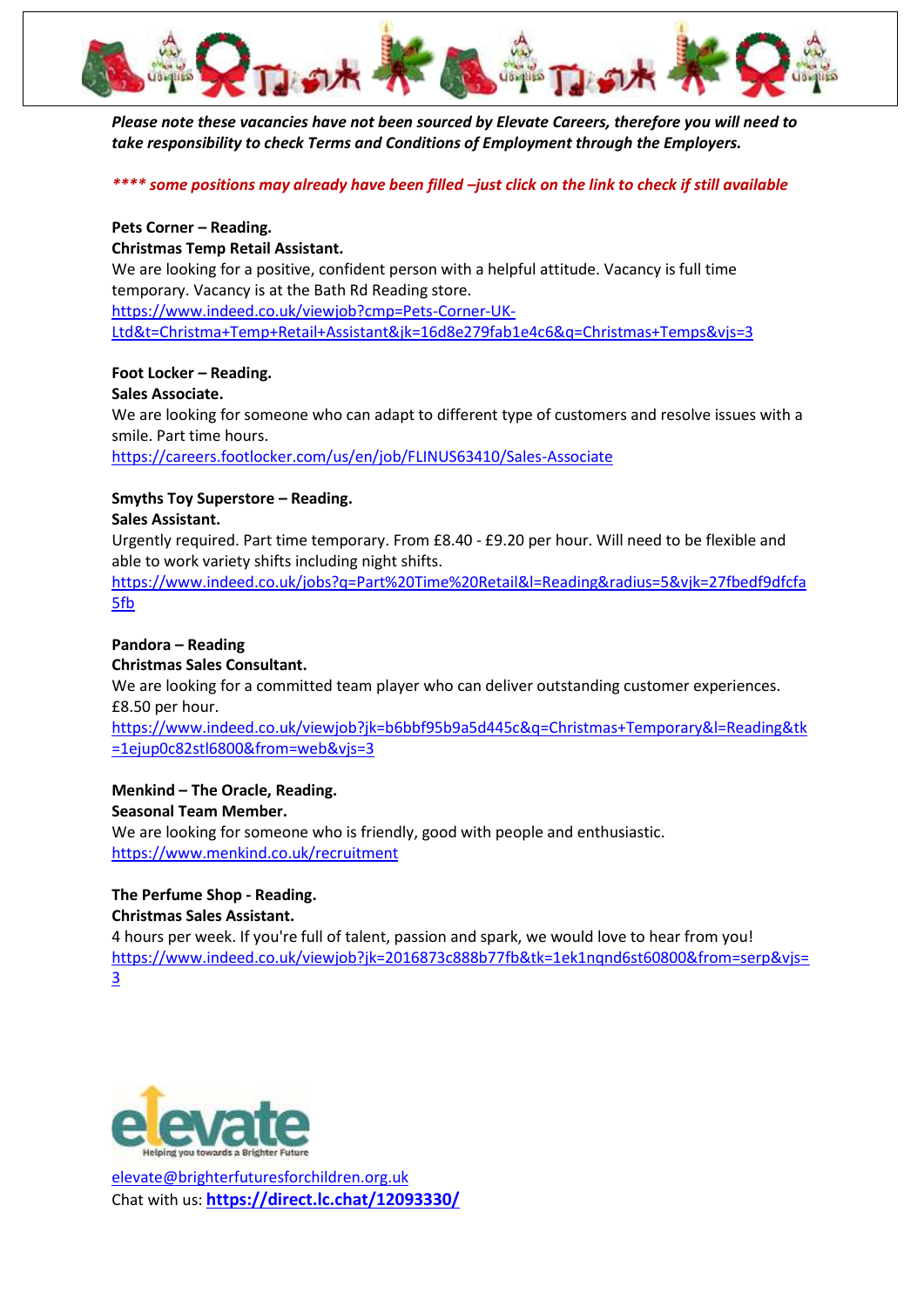***Please note these vacancies have not been sourced by Elevate Careers, therefore you will need to take responsibility to check Terms and Conditions of Employment through the Employers.***

***\*\*\*\* some positions may already have been filled –just click on the link to check if still available***

**Pets Corner – Reading.**
**Christmas Temp Retail Assistant.**
We are looking for a positive, confident person with a helpful attitude. Vacancy is full time temporary. Vacancy is at the Bath Rd Reading store.
https://www.indeed.co.uk/viewjob?cmp=Pets-Corner-UK-Ltd&t=Christma+Temp+Retail+Assistant&jk=16d8e279fab1e4c6&q=Christmas+Temps&vjs=3

**Foot Locker – Reading.**
**Sales Associate.**
We are looking for someone who can adapt to different type of customers and resolve issues with a smile. Part time hours.
https://careers.footlocker.com/us/en/job/FLINUS63410/Sales-Associate

**Smyths Toy Superstore – Reading.**
**Sales Assistant.**
Urgently required. Part time temporary. From £8.40 - £9.20 per hour. Will need to be flexible and able to work variety shifts including night shifts.
https://www.indeed.co.uk/jobs?q=Part%20Time%20Retail&l=Reading&radius=5&vjk=27fbedf9dfcfa5fb

**Pandora – Reading**
**Christmas Sales Consultant.**
We are looking for a committed team player who can deliver outstanding customer experiences. £8.50 per hour.
https://www.indeed.co.uk/viewjob?jk=b6bbf95b9a5d445c&q=Christmas+Temporary&l=Reading&tk=1ejup0c82stl6800&from=web&vjs=3

**Menkind – The Oracle, Reading.**
**Seasonal Team Member.**
We are looking for someone who is friendly, good with people and enthusiastic.
https://www.menkind.co.uk/recruitment

**The Perfume Shop - Reading.**
**Christmas Sales Assistant.**
4 hours per week. If you're full of talent, passion and spark, we would love to hear from you!
https://www.indeed.co.uk/viewjob?jk=2016873c888b77fb&tk=1ek1nqnd6st60800&from=serp&vjs=3

elevate
Helping you towards a Brighter Future

elevate@brighterfuturesforchildren.org.uk
Chat with us: **https://direct.lc.chat/12093330/**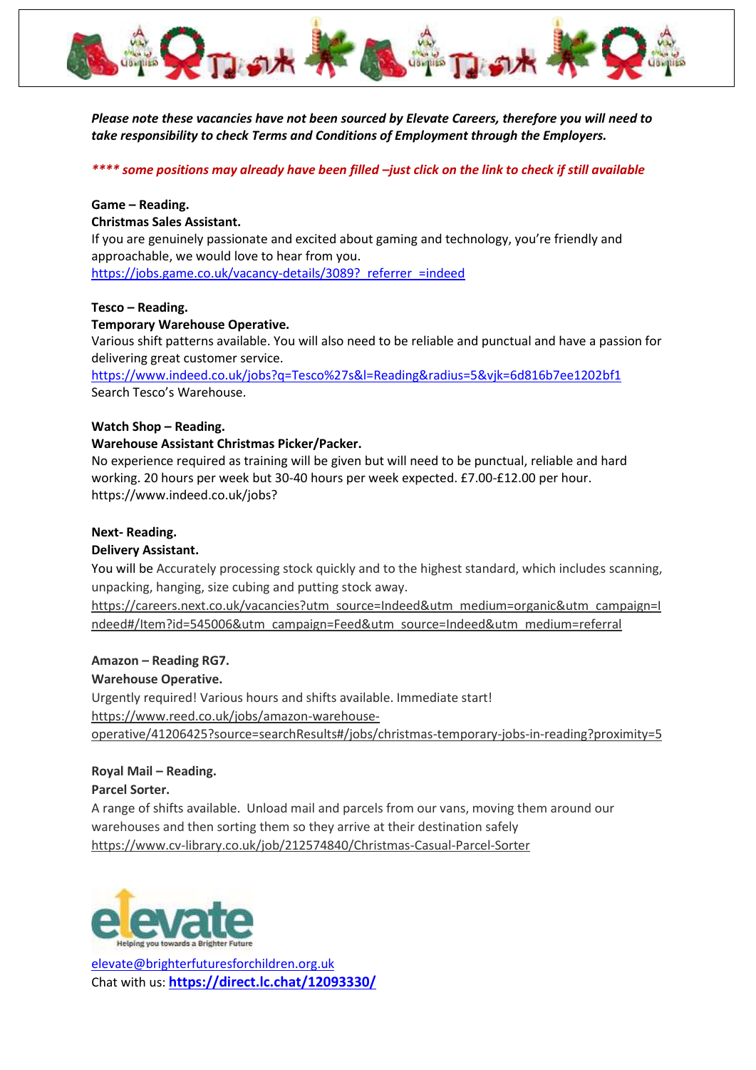***Please note these vacancies have not been sourced by Elevate Careers, therefore you will need to take responsibility to check Terms and Conditions of Employment through the Employers.***

***\*\*\*\* some positions may already have been filled –just click on the link to check if still available***

**Game – Reading.**
**Christmas Sales Assistant.**
If you are genuinely passionate and excited about gaming and technology, you're friendly and approachable, we would love to hear from you.
https://jobs.game.co.uk/vacancy-details/3089?_referrer_=indeed

**Tesco – Reading.**
**Temporary Warehouse Operative.**
Various shift patterns available. You will also need to be reliable and punctual and have a passion for delivering great customer service.
https://www.indeed.co.uk/jobs?q=Tesco%27s&l=Reading&radius=5&vjk=6d816b7ee1202bf1
Search Tesco's Warehouse.

**Watch Shop – Reading.**
**Warehouse Assistant Christmas Picker/Packer.**
No experience required as training will be given but will need to be punctual, reliable and hard working. 20 hours per week but 30-40 hours per week expected. £7.00-£12.00 per hour.
https://www.indeed.co.uk/jobs?

**Next- Reading.**
**Delivery Assistant.**
You will be Accurately processing stock quickly and to the highest standard, which includes scanning, unpacking, hanging, size cubing and putting stock away.
https://careers.next.co.uk/vacancies?utm_source=Indeed&utm_medium=organic&utm_campaign=Indeed#/Item?id=545006&utm_campaign=Feed&utm_source=Indeed&utm_medium=referral

**Amazon – Reading RG7.**
**Warehouse Operative.**
Urgently required! Various hours and shifts available. Immediate start!
https://www.reed.co.uk/jobs/amazon-warehouse-operative/41206425?source=searchResults#/jobs/christmas-temporary-jobs-in-reading?proximity=5

**Royal Mail – Reading.**
**Parcel Sorter.**
A range of shifts available. Unload mail and parcels from our vans, moving them around our warehouses and then sorting them so they arrive at their destination safely
https://www.cv-library.co.uk/job/212574840/Christmas-Casual-Parcel-Sorter

elevate
Helping you towards a Brighter Future

elevate@brighterfuturesforchildren.org.uk
Chat with us: **https://direct.lc.chat/12093330/**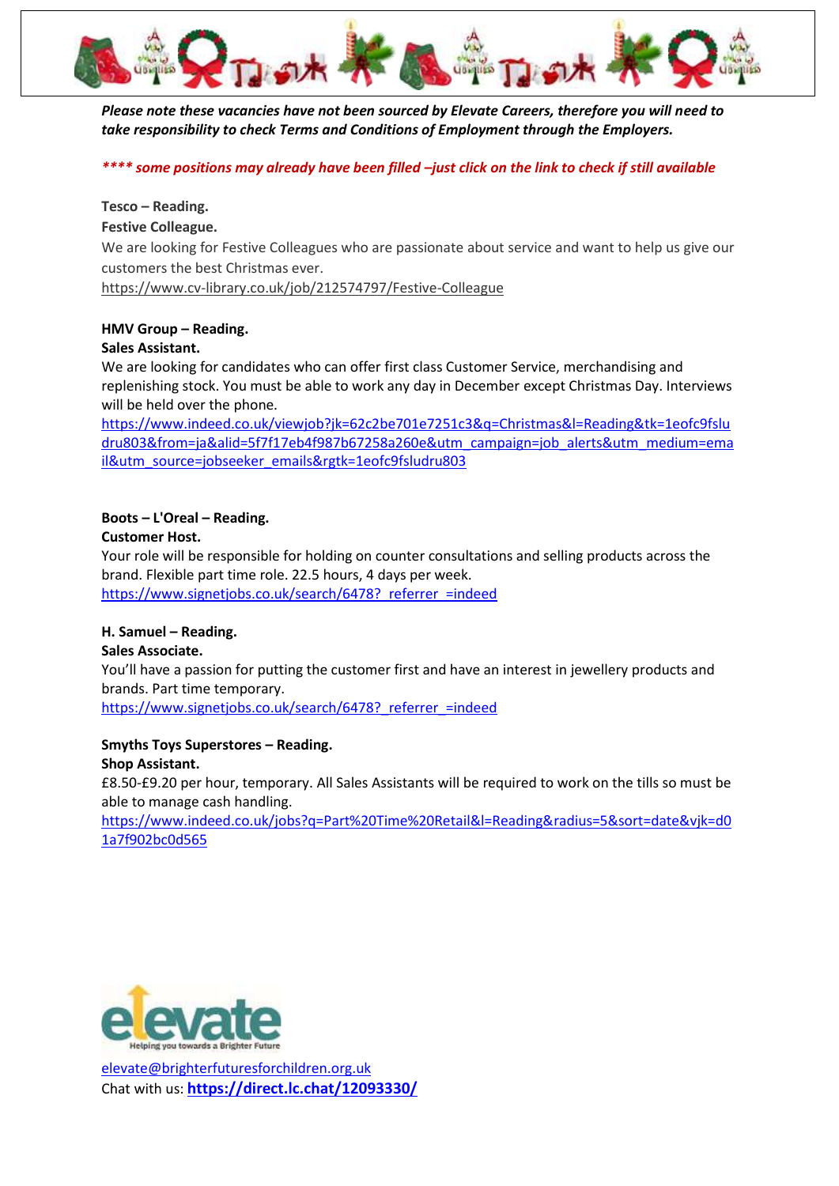***Please note these vacancies have not been sourced by Elevate Careers, therefore you will need to take responsibility to check Terms and Conditions of Employment through the Employers.***

***\*\*\*\* some positions may already have been filled –just click on the link to check if still available***

**Tesco – Reading.**

**Festive Colleague.**

We are looking for Festive Colleagues who are passionate about service and want to help us give our customers the best Christmas ever.

https://www.cv-library.co.uk/job/212574797/Festive-Colleague

**HMV Group – Reading.**

**Sales Assistant.**

We are looking for candidates who can offer first class Customer Service, merchandising and replenishing stock. You must be able to work any day in December except Christmas Day. Interviews will be held over the phone.

https://www.indeed.co.uk/viewjob?jk=62c2be701e7251c3&q=Christmas&l=Reading&tk=1eofc9fsludru803&from=ja&alid=5f7f17eb4f987b67258a260e&utm_campaign=job_alerts&utm_medium=email&utm_source=jobseeker_emails&rgtk=1eofc9fsludru803

**Boots – L'Oreal – Reading.**

**Customer Host.**

Your role will be responsible for holding on counter consultations and selling products across the brand. Flexible part time role. 22.5 hours, 4 days per week.

https://www.signetjobs.co.uk/search/6478?_referrer_=indeed

**H. Samuel – Reading.**

**Sales Associate.**

You'll have a passion for putting the customer first and have an interest in jewellery products and brands. Part time temporary.

https://www.signetjobs.co.uk/search/6478?_referrer_=indeed

**Smyths Toys Superstores – Reading.**

**Shop Assistant.**

£8.50-£9.20 per hour, temporary. All Sales Assistants will be required to work on the tills so must be able to manage cash handling.

https://www.indeed.co.uk/jobs?q=Part%20Time%20Retail&l=Reading&radius=5&sort=date&vjk=d01a7f902bc0d565

elevate – Helping you towards a Brighter Future

elevate@brighterfuturesforchildren.org.uk

Chat with us: **https://direct.lc.chat/12093330/**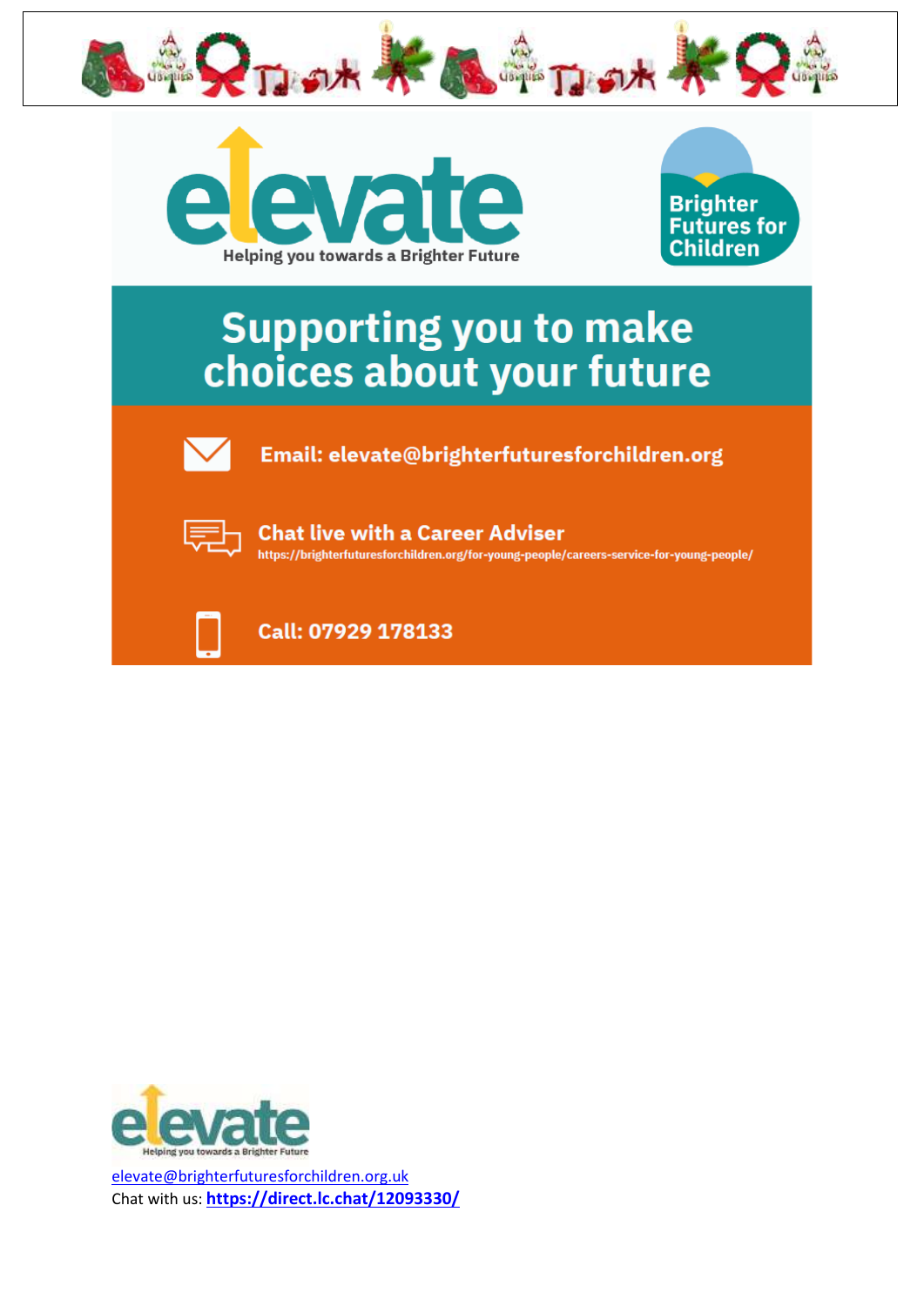elevate

Helping you towards a Brighter Future

Brighter Futures for Children

# Supporting you to make choices about your future

Email: elevate@brighterfuturesforchildren.org

**Chat live with a Career Adviser**
https://brighterfuturesforchildren.org/for-young-people/careers-service-for-young-people/

Call: 07929 178133

elevate

Helping you towards a Brighter Future

elevate@brighterfuturesforchildren.org.uk
Chat with us: **https://direct.lc.chat/12093330/**